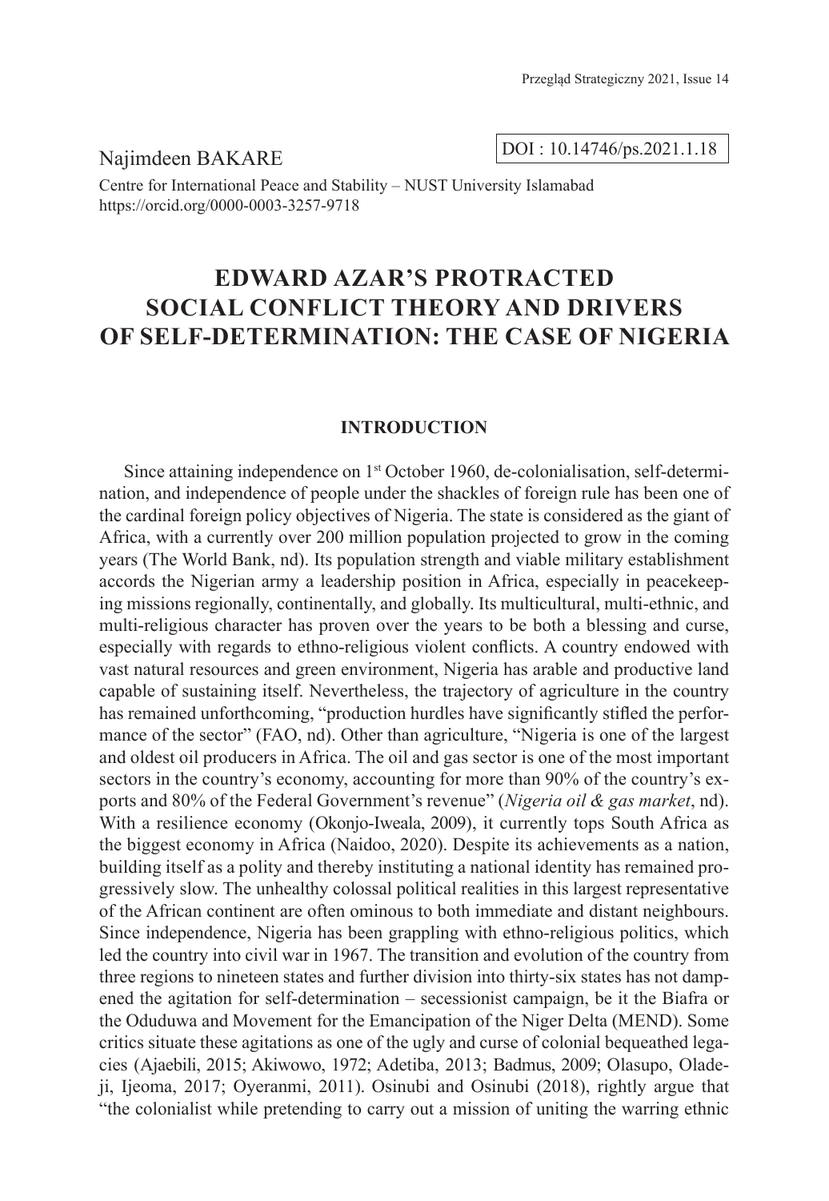Najimdeen BAKARE

DOI : 10.14746/ps.2021.1.18

Centre for International Peace and Stability – NUST University Islamabad
https://orcid.org/0000-0003-3257-9718

# EDWARD AZAR'S PROTRACTED SOCIAL CONFLICT THEORY AND DRIVERS OF SELF-DETERMINATION: THE CASE OF NIGERIA

## INTRODUCTION

Since attaining independence on 1st October 1960, de-colonialisation, self-determination, and independence of people under the shackles of foreign rule has been one of the cardinal foreign policy objectives of Nigeria. The state is considered as the giant of Africa, with a currently over 200 million population projected to grow in the coming years (The World Bank, nd). Its population strength and viable military establishment accords the Nigerian army a leadership position in Africa, especially in peacekeeping missions regionally, continentally, and globally. Its multicultural, multi-ethnic, and multi-religious character has proven over the years to be both a blessing and curse, especially with regards to ethno-religious violent conflicts. A country endowed with vast natural resources and green environment, Nigeria has arable and productive land capable of sustaining itself. Nevertheless, the trajectory of agriculture in the country has remained unforthcoming, "production hurdles have significantly stifled the performance of the sector" (FAO, nd). Other than agriculture, "Nigeria is one of the largest and oldest oil producers in Africa. The oil and gas sector is one of the most important sectors in the country's economy, accounting for more than 90% of the country's exports and 80% of the Federal Government's revenue" (*Nigeria oil & gas market*, nd). With a resilience economy (Okonjo-Iweala, 2009), it currently tops South Africa as the biggest economy in Africa (Naidoo, 2020). Despite its achievements as a nation, building itself as a polity and thereby instituting a national identity has remained progressively slow. The unhealthy colossal political realities in this largest representative of the African continent are often ominous to both immediate and distant neighbours. Since independence, Nigeria has been grappling with ethno-religious politics, which led the country into civil war in 1967. The transition and evolution of the country from three regions to nineteen states and further division into thirty-six states has not dampened the agitation for self-determination – secessionist campaign, be it the Biafra or the Oduduwa and Movement for the Emancipation of the Niger Delta (MEND). Some critics situate these agitations as one of the ugly and curse of colonial bequeathed legacies (Ajaebili, 2015; Akiwowo, 1972; Adetiba, 2013; Badmus, 2009; Olasupo, Oladeji, Ijeoma, 2017; Oyeranmi, 2011). Osinubi and Osinubi (2018), rightly argue that "the colonialist while pretending to carry out a mission of uniting the warring ethnic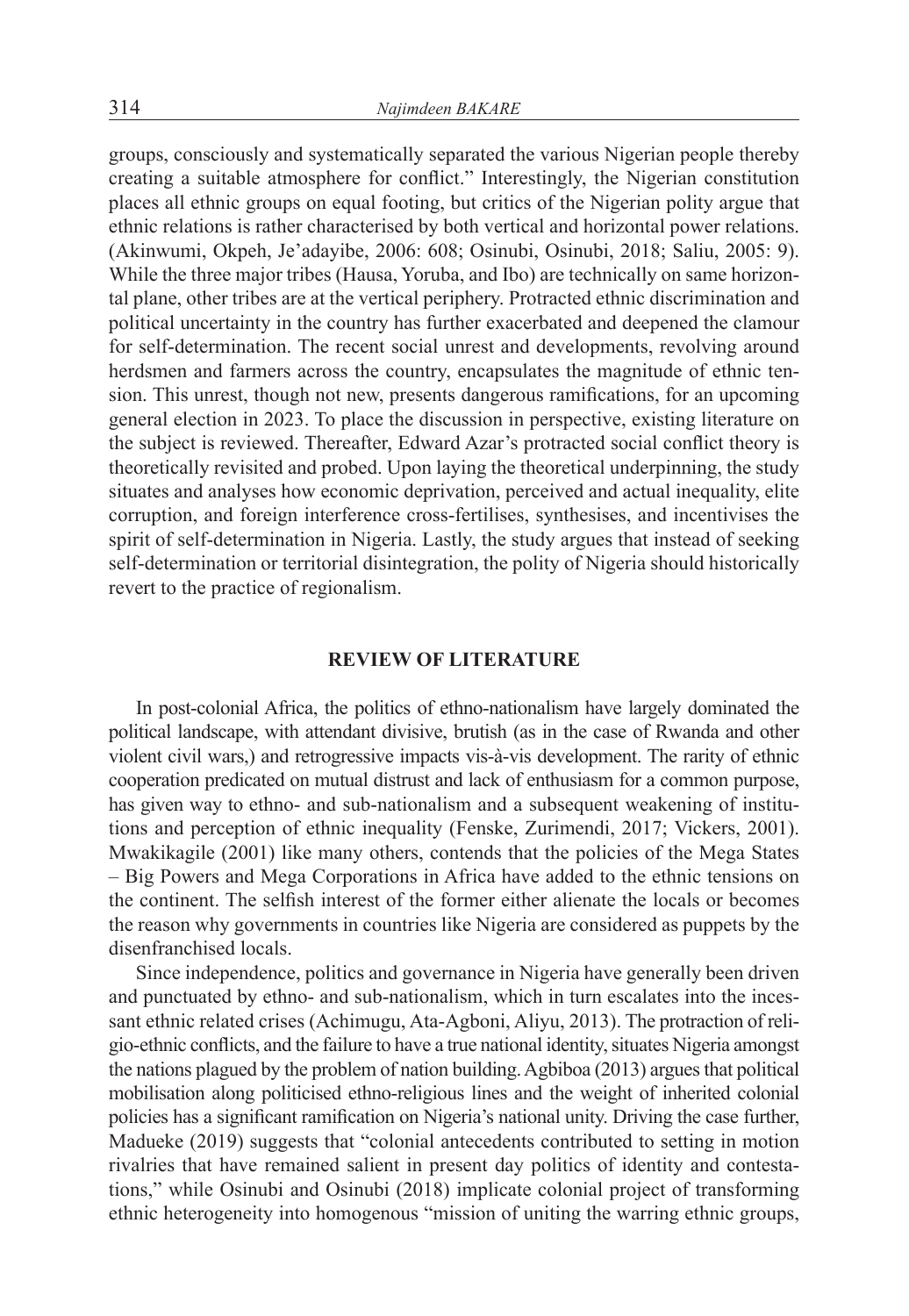groups, consciously and systematically separated the various Nigerian people thereby creating a suitable atmosphere for conflict." Interestingly, the Nigerian constitution places all ethnic groups on equal footing, but critics of the Nigerian polity argue that ethnic relations is rather characterised by both vertical and horizontal power relations. (Akinwumi, Okpeh, Je'adayibe, 2006: 608; Osinubi, Osinubi, 2018; Saliu, 2005: 9). While the three major tribes (Hausa, Yoruba, and Ibo) are technically on same horizontal plane, other tribes are at the vertical periphery. Protracted ethnic discrimination and political uncertainty in the country has further exacerbated and deepened the clamour for self-determination. The recent social unrest and developments, revolving around herdsmen and farmers across the country, encapsulates the magnitude of ethnic tension. This unrest, though not new, presents dangerous ramifications, for an upcoming general election in 2023. To place the discussion in perspective, existing literature on the subject is reviewed. Thereafter, Edward Azar's protracted social conflict theory is theoretically revisited and probed. Upon laying the theoretical underpinning, the study situates and analyses how economic deprivation, perceived and actual inequality, elite corruption, and foreign interference cross-fertilises, synthesises, and incentivises the spirit of self-determination in Nigeria. Lastly, the study argues that instead of seeking self-determination or territorial disintegration, the polity of Nigeria should historically revert to the practice of regionalism.

## REVIEW OF LITERATURE

In post-colonial Africa, the politics of ethno-nationalism have largely dominated the political landscape, with attendant divisive, brutish (as in the case of Rwanda and other violent civil wars,) and retrogressive impacts vis-à-vis development. The rarity of ethnic cooperation predicated on mutual distrust and lack of enthusiasm for a common purpose, has given way to ethno- and sub-nationalism and a subsequent weakening of institutions and perception of ethnic inequality (Fenske, Zurimendi, 2017; Vickers, 2001). Mwakikagile (2001) like many others, contends that the policies of the Mega States – Big Powers and Mega Corporations in Africa have added to the ethnic tensions on the continent. The selfish interest of the former either alienate the locals or becomes the reason why governments in countries like Nigeria are considered as puppets by the disenfranchised locals.

Since independence, politics and governance in Nigeria have generally been driven and punctuated by ethno- and sub-nationalism, which in turn escalates into the incessant ethnic related crises (Achimugu, Ata-Agboni, Aliyu, 2013). The protraction of religio-ethnic conflicts, and the failure to have a true national identity, situates Nigeria amongst the nations plagued by the problem of nation building. Agbiboa (2013) argues that political mobilisation along politicised ethno-religious lines and the weight of inherited colonial policies has a significant ramification on Nigeria's national unity. Driving the case further, Madueke (2019) suggests that "colonial antecedents contributed to setting in motion rivalries that have remained salient in present day politics of identity and contestations," while Osinubi and Osinubi (2018) implicate colonial project of transforming ethnic heterogeneity into homogenous "mission of uniting the warring ethnic groups,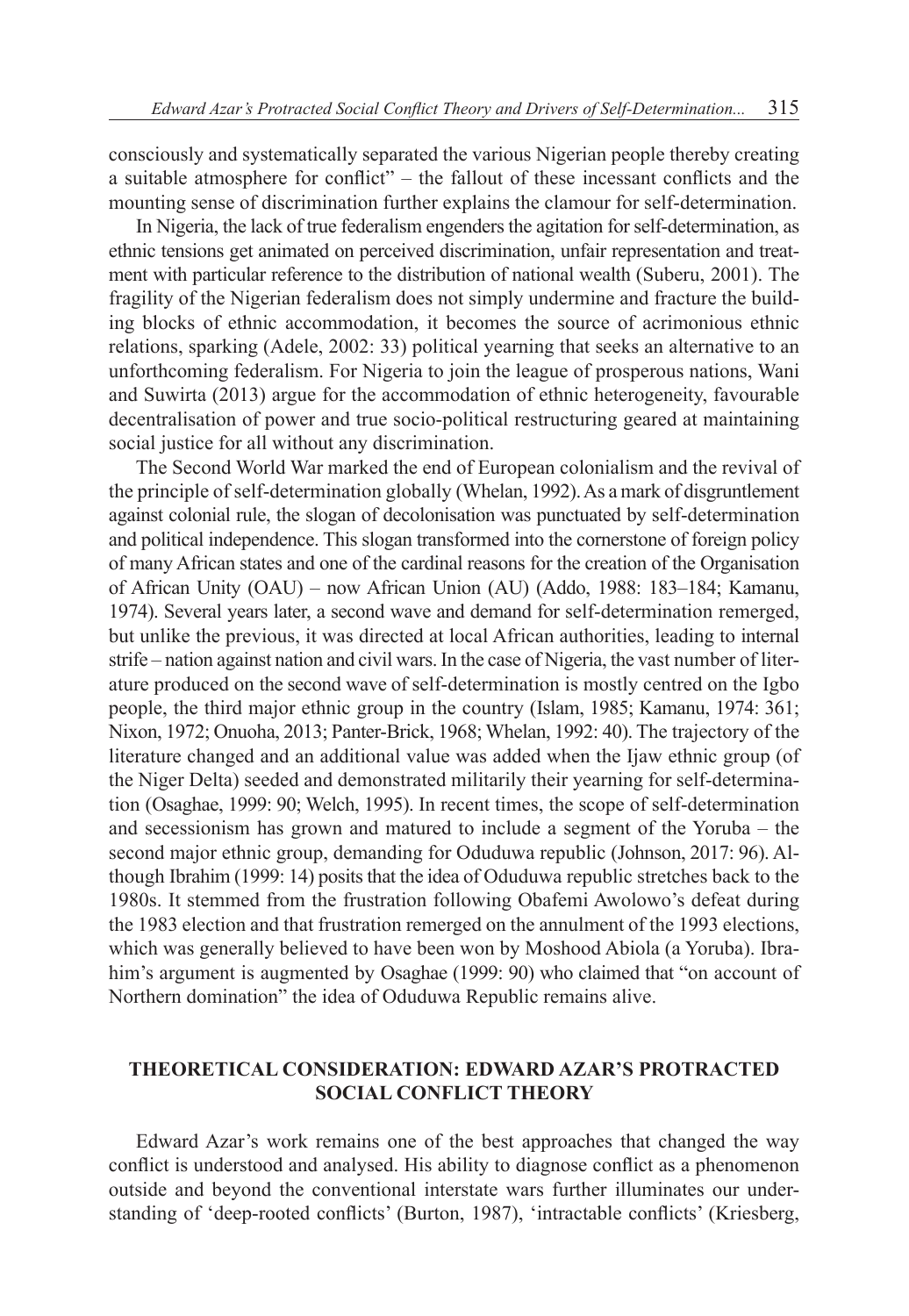consciously and systematically separated the various Nigerian people thereby creating a suitable atmosphere for conflict" – the fallout of these incessant conflicts and the mounting sense of discrimination further explains the clamour for self-determination.

In Nigeria, the lack of true federalism engenders the agitation for self-determination, as ethnic tensions get animated on perceived discrimination, unfair representation and treatment with particular reference to the distribution of national wealth (Suberu, 2001). The fragility of the Nigerian federalism does not simply undermine and fracture the building blocks of ethnic accommodation, it becomes the source of acrimonious ethnic relations, sparking (Adele, 2002: 33) political yearning that seeks an alternative to an unforthcoming federalism. For Nigeria to join the league of prosperous nations, Wani and Suwirta (2013) argue for the accommodation of ethnic heterogeneity, favourable decentralisation of power and true socio-political restructuring geared at maintaining social justice for all without any discrimination.

The Second World War marked the end of European colonialism and the revival of the principle of self-determination globally (Whelan, 1992). As a mark of disgruntlement against colonial rule, the slogan of decolonisation was punctuated by self-determination and political independence. This slogan transformed into the cornerstone of foreign policy of many African states and one of the cardinal reasons for the creation of the Organisation of African Unity (OAU) – now African Union (AU) (Addo, 1988: 183–184; Kamanu, 1974). Several years later, a second wave and demand for self-determination remerged, but unlike the previous, it was directed at local African authorities, leading to internal strife – nation against nation and civil wars. In the case of Nigeria, the vast number of literature produced on the second wave of self-determination is mostly centred on the Igbo people, the third major ethnic group in the country (Islam, 1985; Kamanu, 1974: 361; Nixon, 1972; Onuoha, 2013; Panter-Brick, 1968; Whelan, 1992: 40). The trajectory of the literature changed and an additional value was added when the Ijaw ethnic group (of the Niger Delta) seeded and demonstrated militarily their yearning for self-determination (Osaghae, 1999: 90; Welch, 1995). In recent times, the scope of self-determination and secessionism has grown and matured to include a segment of the Yoruba – the second major ethnic group, demanding for Oduduwa republic (Johnson, 2017: 96). Although Ibrahim (1999: 14) posits that the idea of Oduduwa republic stretches back to the 1980s. It stemmed from the frustration following Obafemi Awolowo's defeat during the 1983 election and that frustration remerged on the annulment of the 1993 elections, which was generally believed to have been won by Moshood Abiola (a Yoruba). Ibrahim's argument is augmented by Osaghae (1999: 90) who claimed that "on account of Northern domination" the idea of Oduduwa Republic remains alive.

## THEORETICAL CONSIDERATION: EDWARD AZAR'S PROTRACTED SOCIAL CONFLICT THEORY

Edward Azar's work remains one of the best approaches that changed the way conflict is understood and analysed. His ability to diagnose conflict as a phenomenon outside and beyond the conventional interstate wars further illuminates our understanding of 'deep-rooted conflicts' (Burton, 1987), 'intractable conflicts' (Kriesberg,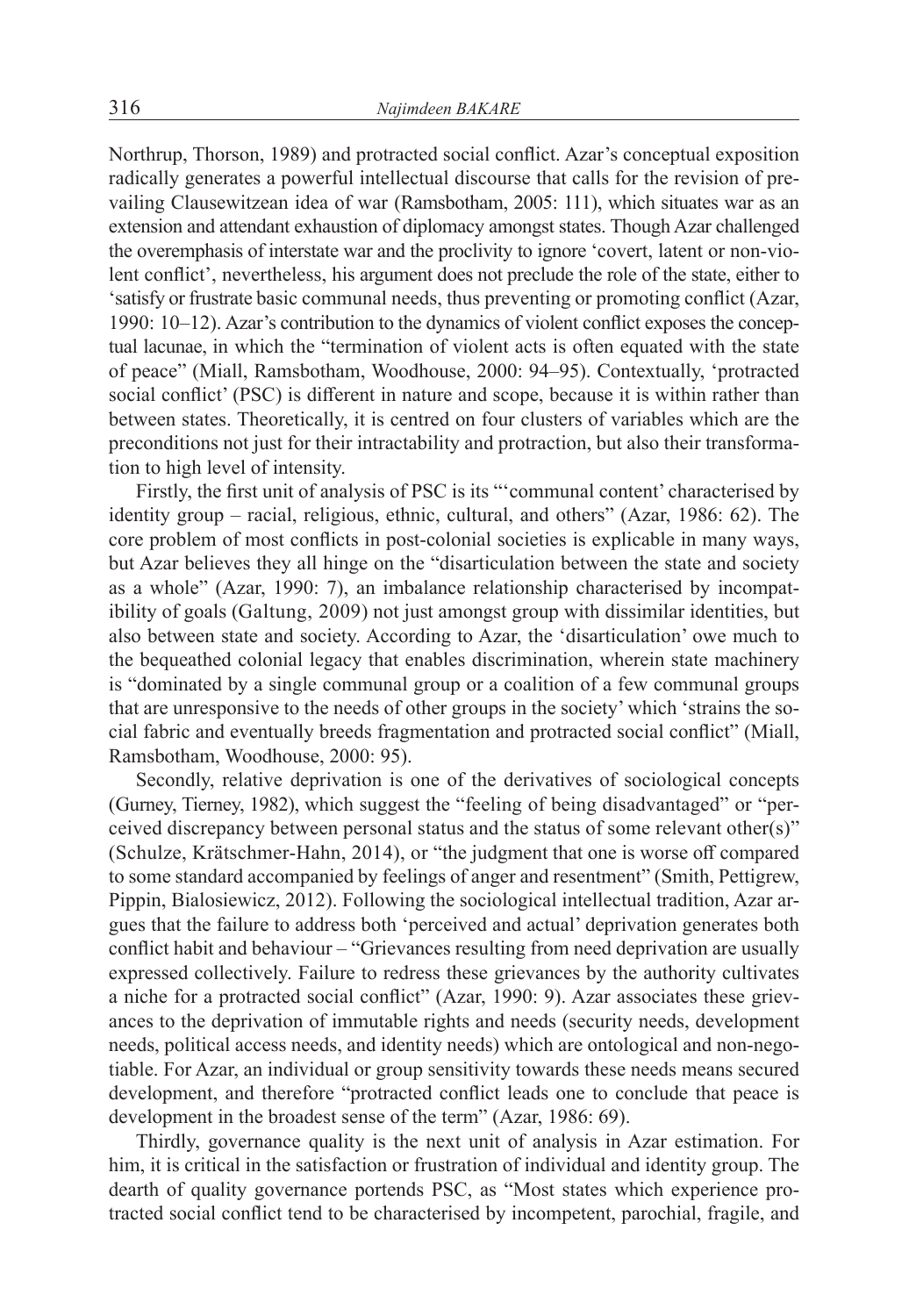Northrup, Thorson, 1989) and protracted social conflict. Azar's conceptual exposition radically generates a powerful intellectual discourse that calls for the revision of prevailing Clausewitzean idea of war (Ramsbotham, 2005: 111), which situates war as an extension and attendant exhaustion of diplomacy amongst states. Though Azar challenged the overemphasis of interstate war and the proclivity to ignore 'covert, latent or non-violent conflict', nevertheless, his argument does not preclude the role of the state, either to 'satisfy or frustrate basic communal needs, thus preventing or promoting conflict (Azar, 1990: 10–12). Azar's contribution to the dynamics of violent conflict exposes the conceptual lacunae, in which the "termination of violent acts is often equated with the state of peace" (Miall, Ramsbotham, Woodhouse, 2000: 94–95). Contextually, 'protracted social conflict' (PSC) is different in nature and scope, because it is within rather than between states. Theoretically, it is centred on four clusters of variables which are the preconditions not just for their intractability and protraction, but also their transformation to high level of intensity.

Firstly, the first unit of analysis of PSC is its "'communal content' characterised by identity group – racial, religious, ethnic, cultural, and others" (Azar, 1986: 62). The core problem of most conflicts in post-colonial societies is explicable in many ways, but Azar believes they all hinge on the "disarticulation between the state and society as a whole" (Azar, 1990: 7), an imbalance relationship characterised by incompatibility of goals (Galtung, 2009) not just amongst group with dissimilar identities, but also between state and society. According to Azar, the 'disarticulation' owe much to the bequeathed colonial legacy that enables discrimination, wherein state machinery is "dominated by a single communal group or a coalition of a few communal groups that are unresponsive to the needs of other groups in the society' which 'strains the social fabric and eventually breeds fragmentation and protracted social conflict" (Miall, Ramsbotham, Woodhouse, 2000: 95).

Secondly, relative deprivation is one of the derivatives of sociological concepts (Gurney, Tierney, 1982), which suggest the "feeling of being disadvantaged" or "perceived discrepancy between personal status and the status of some relevant other(s)" (Schulze, Krätschmer-Hahn, 2014), or "the judgment that one is worse off compared to some standard accompanied by feelings of anger and resentment" (Smith, Pettigrew, Pippin, Bialosiewicz, 2012). Following the sociological intellectual tradition, Azar argues that the failure to address both 'perceived and actual' deprivation generates both conflict habit and behaviour – "Grievances resulting from need deprivation are usually expressed collectively. Failure to redress these grievances by the authority cultivates a niche for a protracted social conflict" (Azar, 1990: 9). Azar associates these grievances to the deprivation of immutable rights and needs (security needs, development needs, political access needs, and identity needs) which are ontological and non-negotiable. For Azar, an individual or group sensitivity towards these needs means secured development, and therefore "protracted conflict leads one to conclude that peace is development in the broadest sense of the term" (Azar, 1986: 69).

Thirdly, governance quality is the next unit of analysis in Azar estimation. For him, it is critical in the satisfaction or frustration of individual and identity group. The dearth of quality governance portends PSC, as "Most states which experience protracted social conflict tend to be characterised by incompetent, parochial, fragile, and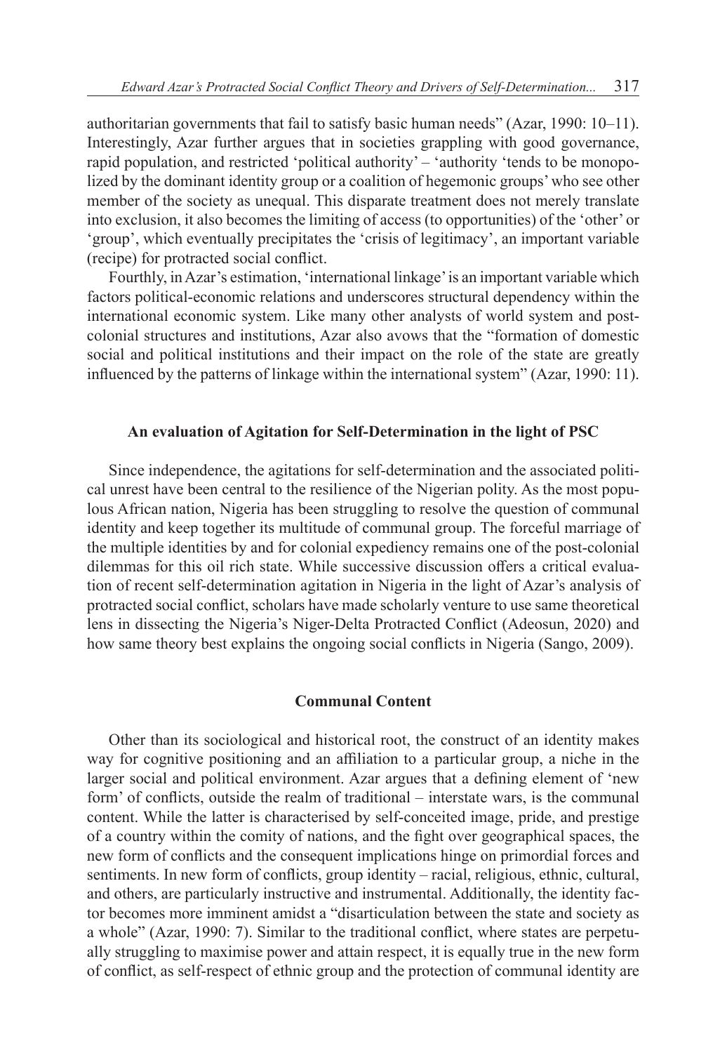authoritarian governments that fail to satisfy basic human needs" (Azar, 1990: 10–11). Interestingly, Azar further argues that in societies grappling with good governance, rapid population, and restricted 'political authority' – 'authority 'tends to be monopolized by the dominant identity group or a coalition of hegemonic groups' who see other member of the society as unequal. This disparate treatment does not merely translate into exclusion, it also becomes the limiting of access (to opportunities) of the 'other' or 'group', which eventually precipitates the 'crisis of legitimacy', an important variable (recipe) for protracted social conflict.

Fourthly, in Azar's estimation, 'international linkage' is an important variable which factors political-economic relations and underscores structural dependency within the international economic system. Like many other analysts of world system and post-colonial structures and institutions, Azar also avows that the "formation of domestic social and political institutions and their impact on the role of the state are greatly influenced by the patterns of linkage within the international system" (Azar, 1990: 11).

## An evaluation of Agitation for Self-Determination in the light of PSC

Since independence, the agitations for self-determination and the associated political unrest have been central to the resilience of the Nigerian polity. As the most populous African nation, Nigeria has been struggling to resolve the question of communal identity and keep together its multitude of communal group. The forceful marriage of the multiple identities by and for colonial expediency remains one of the post-colonial dilemmas for this oil rich state. While successive discussion offers a critical evaluation of recent self-determination agitation in Nigeria in the light of Azar's analysis of protracted social conflict, scholars have made scholarly venture to use same theoretical lens in dissecting the Nigeria's Niger-Delta Protracted Conflict (Adeosun, 2020) and how same theory best explains the ongoing social conflicts in Nigeria (Sango, 2009).

### Communal Content

Other than its sociological and historical root, the construct of an identity makes way for cognitive positioning and an affiliation to a particular group, a niche in the larger social and political environment. Azar argues that a defining element of 'new form' of conflicts, outside the realm of traditional – interstate wars, is the communal content. While the latter is characterised by self-conceited image, pride, and prestige of a country within the comity of nations, and the fight over geographical spaces, the new form of conflicts and the consequent implications hinge on primordial forces and sentiments. In new form of conflicts, group identity – racial, religious, ethnic, cultural, and others, are particularly instructive and instrumental. Additionally, the identity factor becomes more imminent amidst a "disarticulation between the state and society as a whole" (Azar, 1990: 7). Similar to the traditional conflict, where states are perpetually struggling to maximise power and attain respect, it is equally true in the new form of conflict, as self-respect of ethnic group and the protection of communal identity are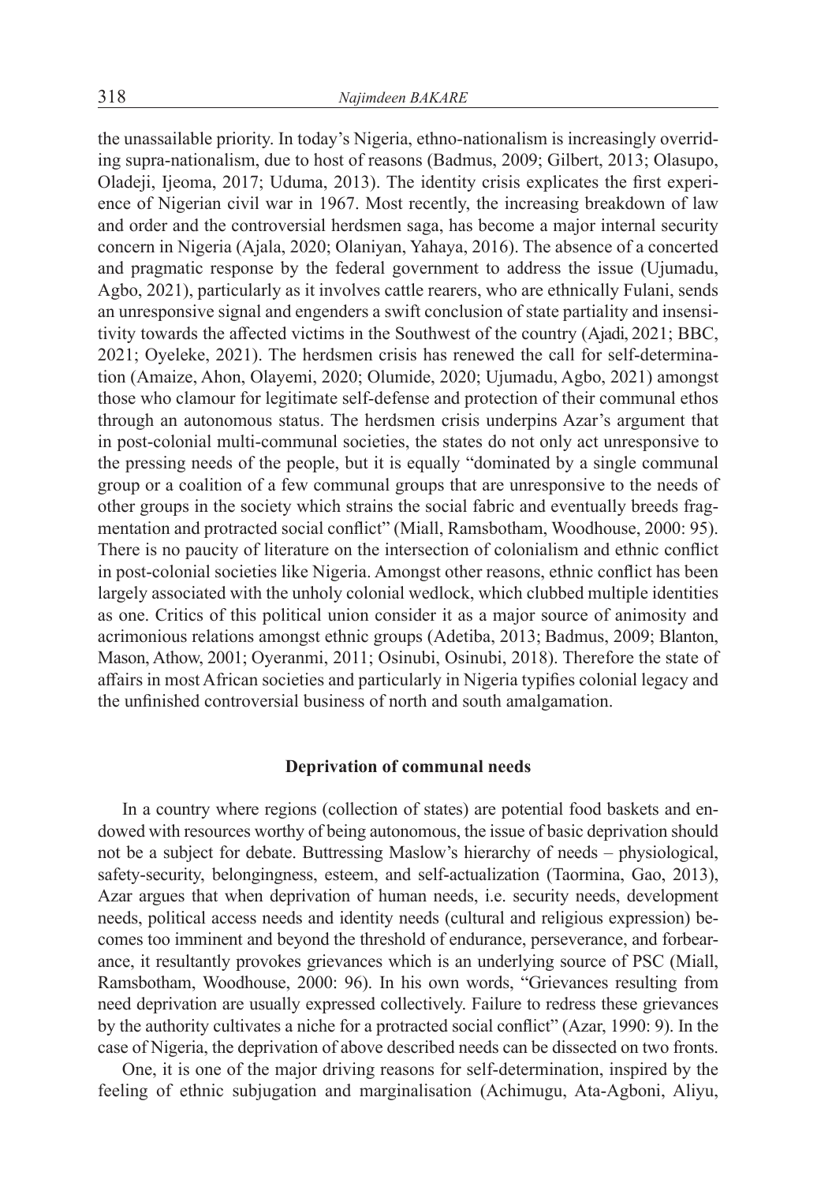the unassailable priority. In today's Nigeria, ethno-nationalism is increasingly overriding supra-nationalism, due to host of reasons (Badmus, 2009; Gilbert, 2013; Olasupo, Oladeji, Ijeoma, 2017; Uduma, 2013). The identity crisis explicates the first experience of Nigerian civil war in 1967. Most recently, the increasing breakdown of law and order and the controversial herdsmen saga, has become a major internal security concern in Nigeria (Ajala, 2020; Olaniyan, Yahaya, 2016). The absence of a concerted and pragmatic response by the federal government to address the issue (Ujumadu, Agbo, 2021), particularly as it involves cattle rearers, who are ethnically Fulani, sends an unresponsive signal and engenders a swift conclusion of state partiality and insensitivity towards the affected victims in the Southwest of the country (Ajadi, 2021; BBC, 2021; Oyeleke, 2021). The herdsmen crisis has renewed the call for self-determination (Amaize, Ahon, Olayemi, 2020; Olumide, 2020; Ujumadu, Agbo, 2021) amongst those who clamour for legitimate self-defense and protection of their communal ethos through an autonomous status. The herdsmen crisis underpins Azar's argument that in post-colonial multi-communal societies, the states do not only act unresponsive to the pressing needs of the people, but it is equally "dominated by a single communal group or a coalition of a few communal groups that are unresponsive to the needs of other groups in the society which strains the social fabric and eventually breeds fragmentation and protracted social conflict" (Miall, Ramsbotham, Woodhouse, 2000: 95). There is no paucity of literature on the intersection of colonialism and ethnic conflict in post-colonial societies like Nigeria. Amongst other reasons, ethnic conflict has been largely associated with the unholy colonial wedlock, which clubbed multiple identities as one. Critics of this political union consider it as a major source of animosity and acrimonious relations amongst ethnic groups (Adetiba, 2013; Badmus, 2009; Blanton, Mason, Athow, 2001; Oyeranmi, 2011; Osinubi, Osinubi, 2018). Therefore the state of affairs in most African societies and particularly in Nigeria typifies colonial legacy and the unfinished controversial business of north and south amalgamation.

## Deprivation of communal needs

In a country where regions (collection of states) are potential food baskets and endowed with resources worthy of being autonomous, the issue of basic deprivation should not be a subject for debate. Buttressing Maslow's hierarchy of needs – physiological, safety-security, belongingness, esteem, and self-actualization (Taormina, Gao, 2013), Azar argues that when deprivation of human needs, i.e. security needs, development needs, political access needs and identity needs (cultural and religious expression) becomes too imminent and beyond the threshold of endurance, perseverance, and forbearance, it resultantly provokes grievances which is an underlying source of PSC (Miall, Ramsbotham, Woodhouse, 2000: 96). In his own words, "Grievances resulting from need deprivation are usually expressed collectively. Failure to redress these grievances by the authority cultivates a niche for a protracted social conflict" (Azar, 1990: 9). In the case of Nigeria, the deprivation of above described needs can be dissected on two fronts.

One, it is one of the major driving reasons for self-determination, inspired by the feeling of ethnic subjugation and marginalisation (Achimugu, Ata-Agboni, Aliyu,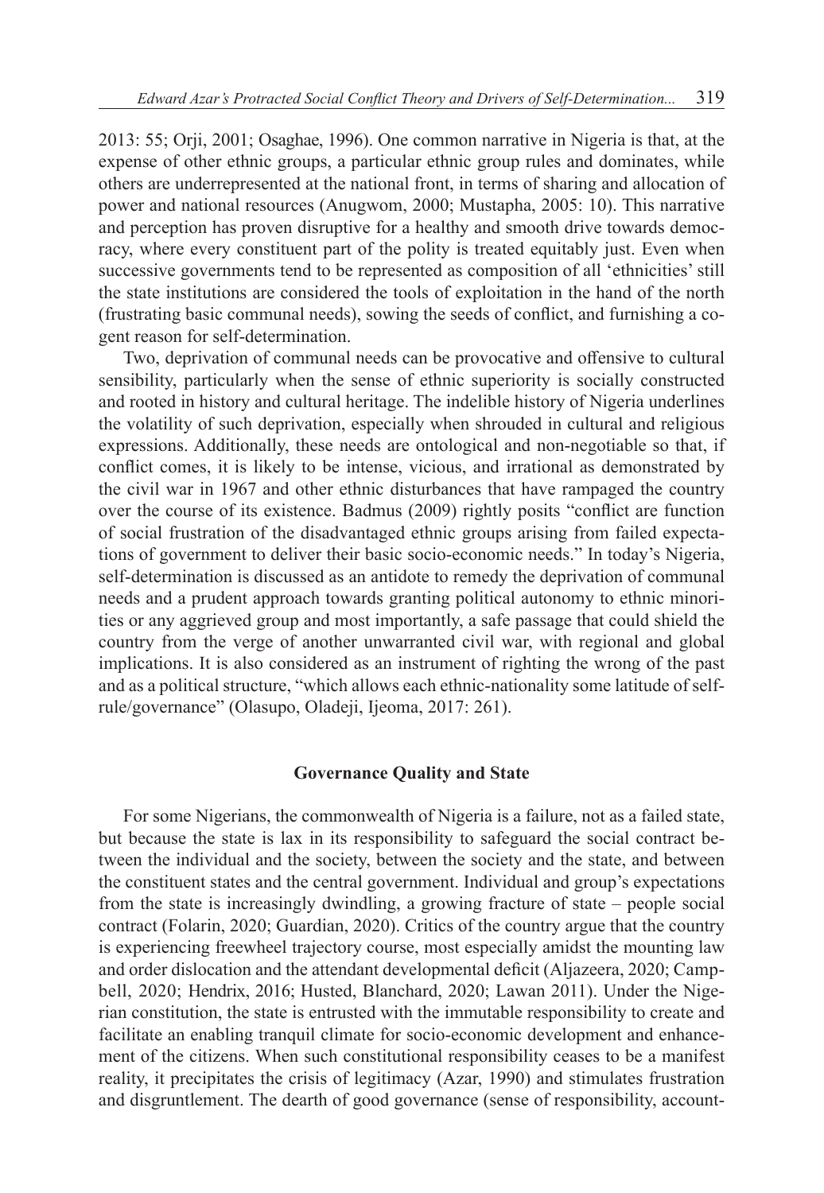2013: 55; Orji, 2001; Osaghae, 1996). One common narrative in Nigeria is that, at the expense of other ethnic groups, a particular ethnic group rules and dominates, while others are underrepresented at the national front, in terms of sharing and allocation of power and national resources (Anugwom, 2000; Mustapha, 2005: 10). This narrative and perception has proven disruptive for a healthy and smooth drive towards democracy, where every constituent part of the polity is treated equitably just. Even when successive governments tend to be represented as composition of all 'ethnicities' still the state institutions are considered the tools of exploitation in the hand of the north (frustrating basic communal needs), sowing the seeds of conflict, and furnishing a cogent reason for self-determination.

Two, deprivation of communal needs can be provocative and offensive to cultural sensibility, particularly when the sense of ethnic superiority is socially constructed and rooted in history and cultural heritage. The indelible history of Nigeria underlines the volatility of such deprivation, especially when shrouded in cultural and religious expressions. Additionally, these needs are ontological and non-negotiable so that, if conflict comes, it is likely to be intense, vicious, and irrational as demonstrated by the civil war in 1967 and other ethnic disturbances that have rampaged the country over the course of its existence. Badmus (2009) rightly posits "conflict are function of social frustration of the disadvantaged ethnic groups arising from failed expectations of government to deliver their basic socio-economic needs." In today's Nigeria, self-determination is discussed as an antidote to remedy the deprivation of communal needs and a prudent approach towards granting political autonomy to ethnic minorities or any aggrieved group and most importantly, a safe passage that could shield the country from the verge of another unwarranted civil war, with regional and global implications. It is also considered as an instrument of righting the wrong of the past and as a political structure, "which allows each ethnic-nationality some latitude of self-rule/governance" (Olasupo, Oladeji, Ijeoma, 2017: 261).

## Governance Quality and State

For some Nigerians, the commonwealth of Nigeria is a failure, not as a failed state, but because the state is lax in its responsibility to safeguard the social contract between the individual and the society, between the society and the state, and between the constituent states and the central government. Individual and group's expectations from the state is increasingly dwindling, a growing fracture of state – people social contract (Folarin, 2020; Guardian, 2020). Critics of the country argue that the country is experiencing freewheel trajectory course, most especially amidst the mounting law and order dislocation and the attendant developmental deficit (Aljazeera, 2020; Campbell, 2020; Hendrix, 2016; Husted, Blanchard, 2020; Lawan 2011). Under the Nigerian constitution, the state is entrusted with the immutable responsibility to create and facilitate an enabling tranquil climate for socio-economic development and enhancement of the citizens. When such constitutional responsibility ceases to be a manifest reality, it precipitates the crisis of legitimacy (Azar, 1990) and stimulates frustration and disgruntlement. The dearth of good governance (sense of responsibility, account-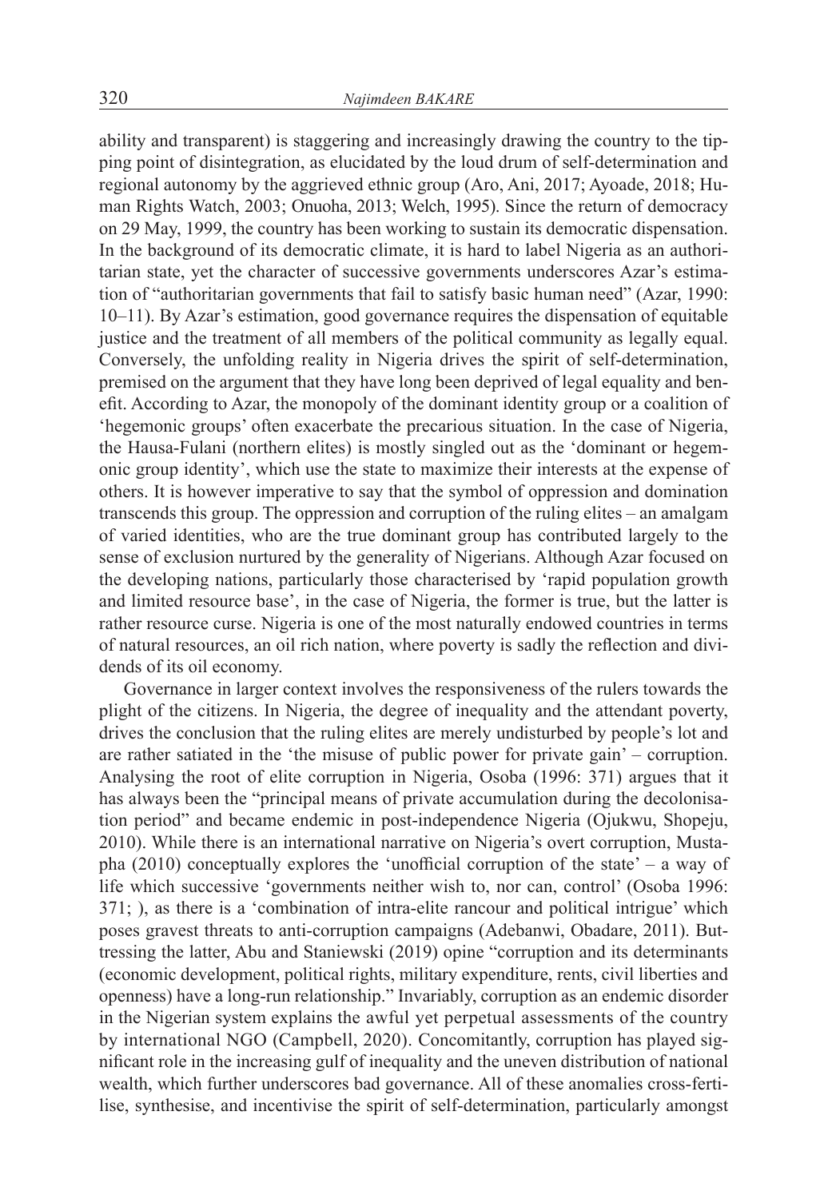ability and transparent) is staggering and increasingly drawing the country to the tipping point of disintegration, as elucidated by the loud drum of self-determination and regional autonomy by the aggrieved ethnic group (Aro, Ani, 2017; Ayoade, 2018; Human Rights Watch, 2003; Onuoha, 2013; Welch, 1995). Since the return of democracy on 29 May, 1999, the country has been working to sustain its democratic dispensation. In the background of its democratic climate, it is hard to label Nigeria as an authoritarian state, yet the character of successive governments underscores Azar's estimation of "authoritarian governments that fail to satisfy basic human need" (Azar, 1990: 10–11). By Azar's estimation, good governance requires the dispensation of equitable justice and the treatment of all members of the political community as legally equal. Conversely, the unfolding reality in Nigeria drives the spirit of self-determination, premised on the argument that they have long been deprived of legal equality and benefit. According to Azar, the monopoly of the dominant identity group or a coalition of 'hegemonic groups' often exacerbate the precarious situation. In the case of Nigeria, the Hausa-Fulani (northern elites) is mostly singled out as the 'dominant or hegemonic group identity', which use the state to maximize their interests at the expense of others. It is however imperative to say that the symbol of oppression and domination transcends this group. The oppression and corruption of the ruling elites – an amalgam of varied identities, who are the true dominant group has contributed largely to the sense of exclusion nurtured by the generality of Nigerians. Although Azar focused on the developing nations, particularly those characterised by 'rapid population growth and limited resource base', in the case of Nigeria, the former is true, but the latter is rather resource curse. Nigeria is one of the most naturally endowed countries in terms of natural resources, an oil rich nation, where poverty is sadly the reflection and dividends of its oil economy.

Governance in larger context involves the responsiveness of the rulers towards the plight of the citizens. In Nigeria, the degree of inequality and the attendant poverty, drives the conclusion that the ruling elites are merely undisturbed by people's lot and are rather satiated in the 'the misuse of public power for private gain' – corruption. Analysing the root of elite corruption in Nigeria, Osoba (1996: 371) argues that it has always been the "principal means of private accumulation during the decolonisation period" and became endemic in post-independence Nigeria (Ojukwu, Shopeju, 2010). While there is an international narrative on Nigeria's overt corruption, Mustapha (2010) conceptually explores the 'unofficial corruption of the state' – a way of life which successive 'governments neither wish to, nor can, control' (Osoba 1996: 371; ), as there is a 'combination of intra-elite rancour and political intrigue' which poses gravest threats to anti-corruption campaigns (Adebanwi, Obadare, 2011). Buttressing the latter, Abu and Staniewski (2019) opine "corruption and its determinants (economic development, political rights, military expenditure, rents, civil liberties and openness) have a long-run relationship." Invariably, corruption as an endemic disorder in the Nigerian system explains the awful yet perpetual assessments of the country by international NGO (Campbell, 2020). Concomitantly, corruption has played significant role in the increasing gulf of inequality and the uneven distribution of national wealth, which further underscores bad governance. All of these anomalies cross-fertilise, synthesise, and incentivise the spirit of self-determination, particularly amongst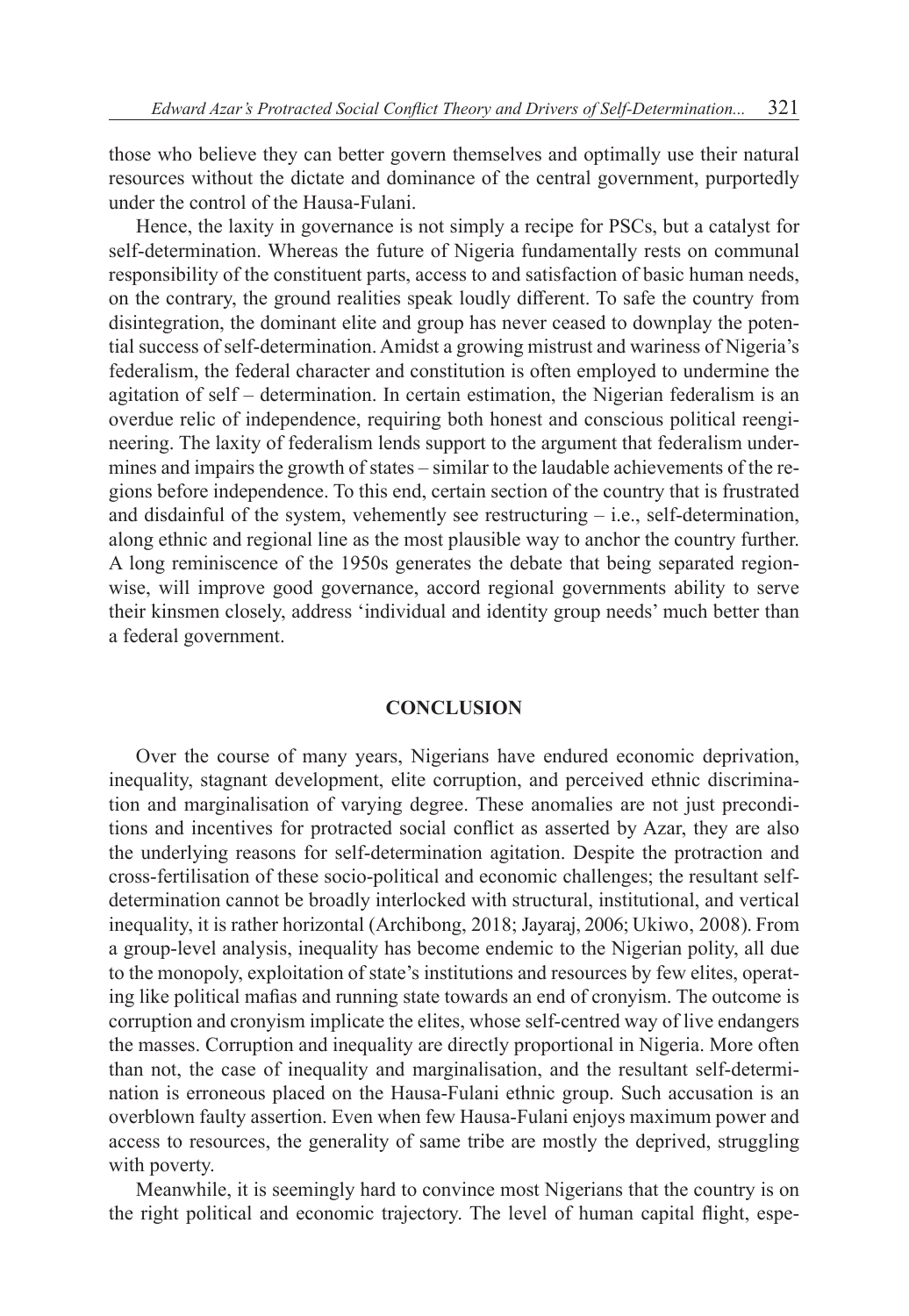those who believe they can better govern themselves and optimally use their natural resources without the dictate and dominance of the central government, purportedly under the control of the Hausa-Fulani.

Hence, the laxity in governance is not simply a recipe for PSCs, but a catalyst for self-determination. Whereas the future of Nigeria fundamentally rests on communal responsibility of the constituent parts, access to and satisfaction of basic human needs, on the contrary, the ground realities speak loudly different. To safe the country from disintegration, the dominant elite and group has never ceased to downplay the potential success of self-determination. Amidst a growing mistrust and wariness of Nigeria's federalism, the federal character and constitution is often employed to undermine the agitation of self – determination. In certain estimation, the Nigerian federalism is an overdue relic of independence, requiring both honest and conscious political reengineering. The laxity of federalism lends support to the argument that federalism undermines and impairs the growth of states – similar to the laudable achievements of the regions before independence. To this end, certain section of the country that is frustrated and disdainful of the system, vehemently see restructuring – i.e., self-determination, along ethnic and regional line as the most plausible way to anchor the country further. A long reminiscence of the 1950s generates the debate that being separated region-wise, will improve good governance, accord regional governments ability to serve their kinsmen closely, address 'individual and identity group needs' much better than a federal government.

## CONCLUSION

Over the course of many years, Nigerians have endured economic deprivation, inequality, stagnant development, elite corruption, and perceived ethnic discrimination and marginalisation of varying degree. These anomalies are not just preconditions and incentives for protracted social conflict as asserted by Azar, they are also the underlying reasons for self-determination agitation. Despite the protraction and cross-fertilisation of these socio-political and economic challenges; the resultant self-determination cannot be broadly interlocked with structural, institutional, and vertical inequality, it is rather horizontal (Archibong, 2018; Jayaraj, 2006; Ukiwo, 2008). From a group-level analysis, inequality has become endemic to the Nigerian polity, all due to the monopoly, exploitation of state's institutions and resources by few elites, operating like political mafias and running state towards an end of cronyism. The outcome is corruption and cronyism implicate the elites, whose self-centred way of live endangers the masses. Corruption and inequality are directly proportional in Nigeria. More often than not, the case of inequality and marginalisation, and the resultant self-determination is erroneous placed on the Hausa-Fulani ethnic group. Such accusation is an overblown faulty assertion. Even when few Hausa-Fulani enjoys maximum power and access to resources, the generality of same tribe are mostly the deprived, struggling with poverty.

Meanwhile, it is seemingly hard to convince most Nigerians that the country is on the right political and economic trajectory. The level of human capital flight, espe-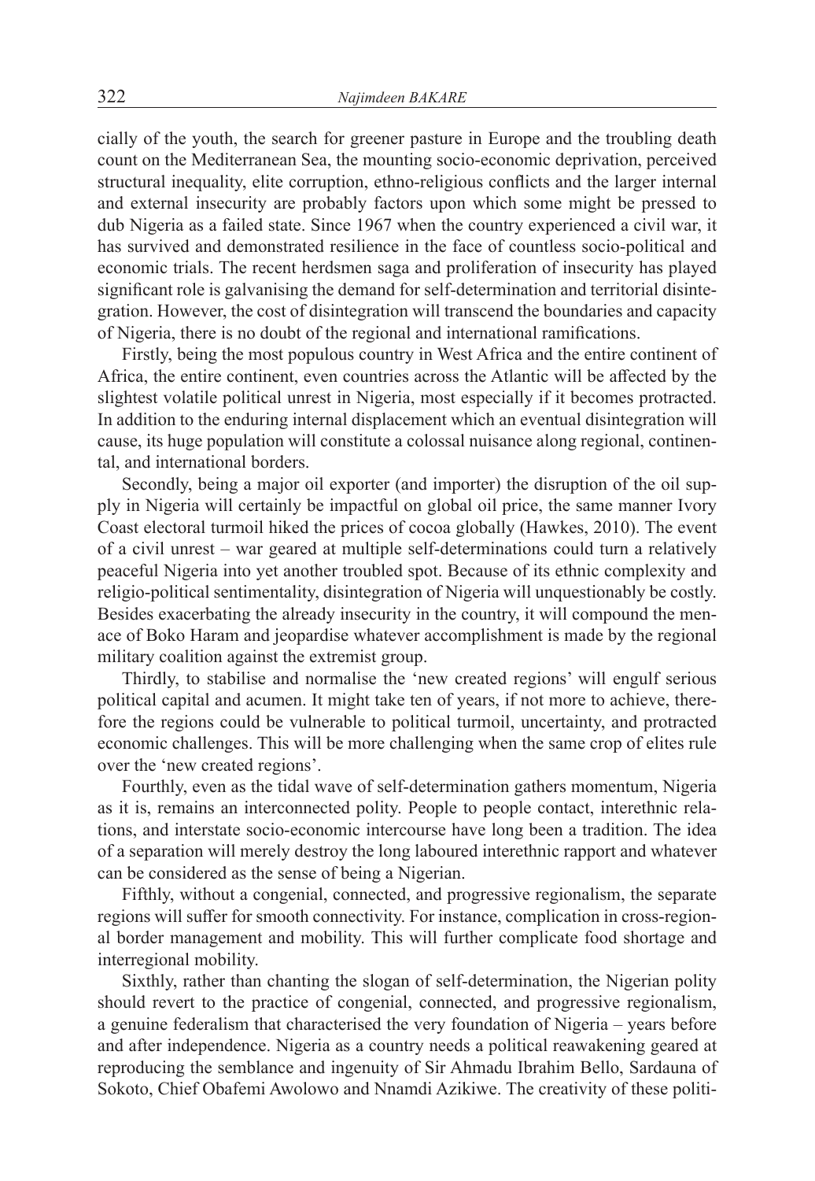cially of the youth, the search for greener pasture in Europe and the troubling death count on the Mediterranean Sea, the mounting socio-economic deprivation, perceived structural inequality, elite corruption, ethno-religious conflicts and the larger internal and external insecurity are probably factors upon which some might be pressed to dub Nigeria as a failed state. Since 1967 when the country experienced a civil war, it has survived and demonstrated resilience in the face of countless socio-political and economic trials. The recent herdsmen saga and proliferation of insecurity has played significant role is galvanising the demand for self-determination and territorial disintegration. However, the cost of disintegration will transcend the boundaries and capacity of Nigeria, there is no doubt of the regional and international ramifications.

Firstly, being the most populous country in West Africa and the entire continent of Africa, the entire continent, even countries across the Atlantic will be affected by the slightest volatile political unrest in Nigeria, most especially if it becomes protracted. In addition to the enduring internal displacement which an eventual disintegration will cause, its huge population will constitute a colossal nuisance along regional, continental, and international borders.

Secondly, being a major oil exporter (and importer) the disruption of the oil supply in Nigeria will certainly be impactful on global oil price, the same manner Ivory Coast electoral turmoil hiked the prices of cocoa globally (Hawkes, 2010). The event of a civil unrest – war geared at multiple self-determinations could turn a relatively peaceful Nigeria into yet another troubled spot. Because of its ethnic complexity and religio-political sentimentality, disintegration of Nigeria will unquestionably be costly. Besides exacerbating the already insecurity in the country, it will compound the menace of Boko Haram and jeopardise whatever accomplishment is made by the regional military coalition against the extremist group.

Thirdly, to stabilise and normalise the 'new created regions' will engulf serious political capital and acumen. It might take ten of years, if not more to achieve, therefore the regions could be vulnerable to political turmoil, uncertainty, and protracted economic challenges. This will be more challenging when the same crop of elites rule over the 'new created regions'.

Fourthly, even as the tidal wave of self-determination gathers momentum, Nigeria as it is, remains an interconnected polity. People to people contact, interethnic relations, and interstate socio-economic intercourse have long been a tradition. The idea of a separation will merely destroy the long laboured interethnic rapport and whatever can be considered as the sense of being a Nigerian.

Fifthly, without a congenial, connected, and progressive regionalism, the separate regions will suffer for smooth connectivity. For instance, complication in cross-regional border management and mobility. This will further complicate food shortage and interregional mobility.

Sixthly, rather than chanting the slogan of self-determination, the Nigerian polity should revert to the practice of congenial, connected, and progressive regionalism, a genuine federalism that characterised the very foundation of Nigeria – years before and after independence. Nigeria as a country needs a political reawakening geared at reproducing the semblance and ingenuity of Sir Ahmadu Ibrahim Bello, Sardauna of Sokoto, Chief Obafemi Awolowo and Nnamdi Azikiwe. The creativity of these politi-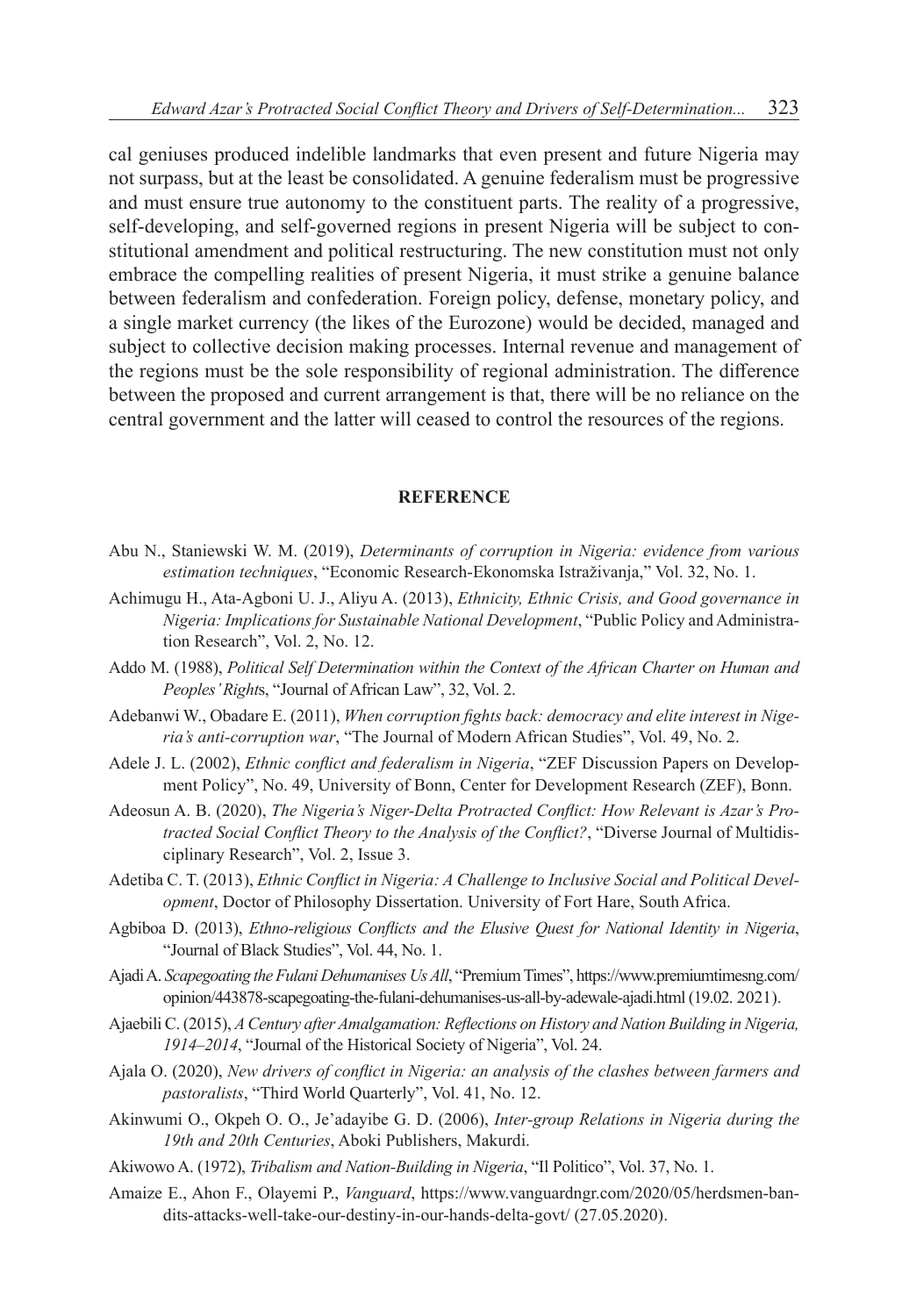cal geniuses produced indelible landmarks that even present and future Nigeria may not surpass, but at the least be consolidated. A genuine federalism must be progressive and must ensure true autonomy to the constituent parts. The reality of a progressive, self-developing, and self-governed regions in present Nigeria will be subject to constitutional amendment and political restructuring. The new constitution must not only embrace the compelling realities of present Nigeria, it must strike a genuine balance between federalism and confederation. Foreign policy, defense, monetary policy, and a single market currency (the likes of the Eurozone) would be decided, managed and subject to collective decision making processes. Internal revenue and management of the regions must be the sole responsibility of regional administration. The difference between the proposed and current arrangement is that, there will be no reliance on the central government and the latter will ceased to control the resources of the regions.

## REFERENCE

Abu N., Staniewski W. M. (2019), *Determinants of corruption in Nigeria: evidence from various estimation techniques*, "Economic Research-Ekonomska Istraživanja," Vol. 32, No. 1.

Achimugu H., Ata-Agboni U. J., Aliyu A. (2013), *Ethnicity, Ethnic Crisis, and Good governance in Nigeria: Implications for Sustainable National Development*, "Public Policy and Administration Research", Vol. 2, No. 12.

Addo M. (1988), *Political Self Determination within the Context of the African Charter on Human and Peoples' Right*s, "Journal of African Law", 32, Vol. 2.

Adebanwi W., Obadare E. (2011), *When corruption fights back: democracy and elite interest in Nigeria's anti-corruption war*, "The Journal of Modern African Studies", Vol. 49, No. 2.

Adele J. L. (2002), *Ethnic conflict and federalism in Nigeria*, "ZEF Discussion Papers on Development Policy", No. 49, University of Bonn, Center for Development Research (ZEF), Bonn.

Adeosun A. B. (2020), *The Nigeria's Niger-Delta Protracted Conflict: How Relevant is Azar's Protracted Social Conflict Theory to the Analysis of the Conflict?*, "Diverse Journal of Multidisciplinary Research", Vol. 2, Issue 3.

Adetiba C. T. (2013), *Ethnic Conflict in Nigeria: A Challenge to Inclusive Social and Political Development*, Doctor of Philosophy Dissertation. University of Fort Hare, South Africa.

Agbiboa D. (2013), *Ethno-religious Conflicts and the Elusive Quest for National Identity in Nigeria*, "Journal of Black Studies", Vol. 44, No. 1.

Ajadi A. *Scapegoating the Fulani Dehumanises Us All*, "Premium Times", https://www.premiumtimesng.com/opinion/443878-scapegoating-the-fulani-dehumanises-us-all-by-adewale-ajadi.html (19.02. 2021).

Ajaebili C. (2015), *A Century after Amalgamation: Reflections on History and Nation Building in Nigeria, 1914–2014*, "Journal of the Historical Society of Nigeria", Vol. 24.

Ajala O. (2020), *New drivers of conflict in Nigeria: an analysis of the clashes between farmers and pastoralists*, "Third World Quarterly", Vol. 41, No. 12.

Akinwumi O., Okpeh O. O., Je'adayibe G. D. (2006), *Inter-group Relations in Nigeria during the 19th and 20th Centuries*, Aboki Publishers, Makurdi.

Akiwowo A. (1972), *Tribalism and Nation-Building in Nigeria*, "Il Politico", Vol. 37, No. 1.

Amaize E., Ahon F., Olayemi P., *Vanguard*, https://www.vanguardngr.com/2020/05/herdsmen-bandits-attacks-well-take-our-destiny-in-our-hands-delta-govt/ (27.05.2020).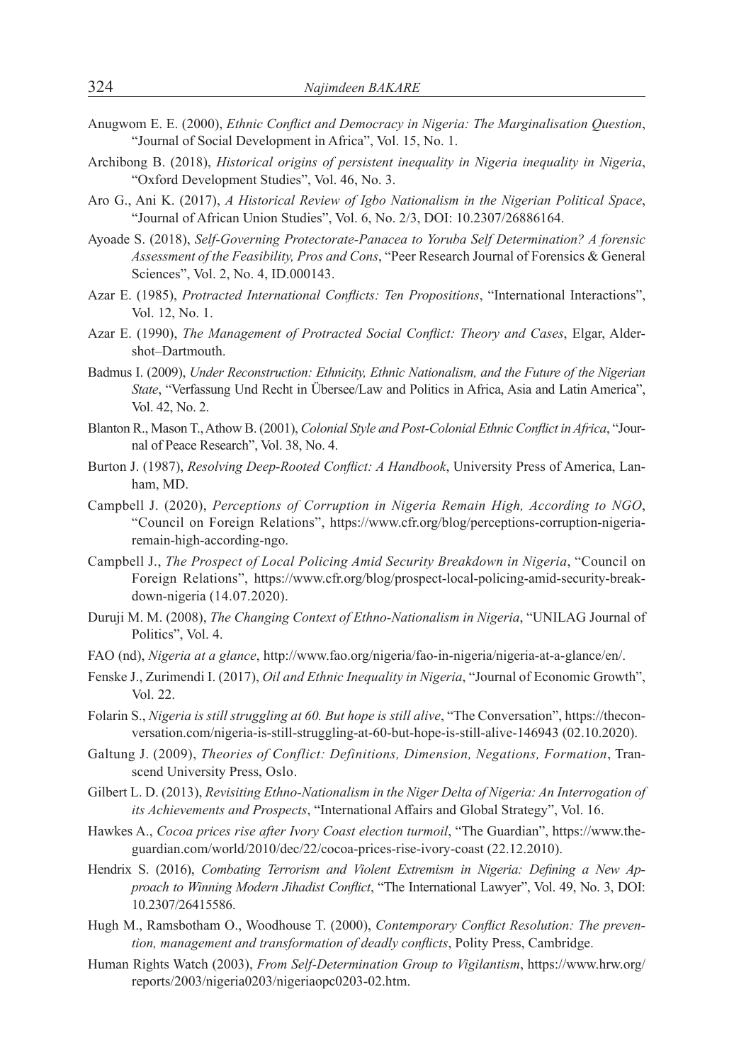Anugwom E. E. (2000), *Ethnic Conflict and Democracy in Nigeria: The Marginalisation Question*, "Journal of Social Development in Africa", Vol. 15, No. 1.

Archibong B. (2018), *Historical origins of persistent inequality in Nigeria inequality in Nigeria*, "Oxford Development Studies", Vol. 46, No. 3.

Aro G., Ani K. (2017), *A Historical Review of Igbo Nationalism in the Nigerian Political Space*, "Journal of African Union Studies", Vol. 6, No. 2/3, DOI: 10.2307/26886164.

Ayoade S. (2018), *Self-Governing Protectorate-Panacea to Yoruba Self Determination? A forensic Assessment of the Feasibility, Pros and Cons*, "Peer Research Journal of Forensics & General Sciences", Vol. 2, No. 4, ID.000143.

Azar E. (1985), *Protracted International Conflicts: Ten Propositions*, "International Interactions", Vol. 12, No. 1.

Azar E. (1990), *The Management of Protracted Social Conflict: Theory and Cases*, Elgar, Aldershot–Dartmouth.

Badmus I. (2009), *Under Reconstruction: Ethnicity, Ethnic Nationalism, and the Future of the Nigerian State*, "Verfassung Und Recht in Übersee/Law and Politics in Africa, Asia and Latin America", Vol. 42, No. 2.

Blanton R., Mason T., Athow B. (2001), *Colonial Style and Post-Colonial Ethnic Conflict in Africa*, "Journal of Peace Research", Vol. 38, No. 4.

Burton J. (1987), *Resolving Deep-Rooted Conflict: A Handbook*, University Press of America, Lanham, MD.

Campbell J. (2020), *Perceptions of Corruption in Nigeria Remain High, According to NGO*, "Council on Foreign Relations", https://www.cfr.org/blog/perceptions-corruption-nigeria-remain-high-according-ngo.

Campbell J., *The Prospect of Local Policing Amid Security Breakdown in Nigeria*, "Council on Foreign Relations", https://www.cfr.org/blog/prospect-local-policing-amid-security-breakdown-nigeria (14.07.2020).

Duruji M. M. (2008), *The Changing Context of Ethno-Nationalism in Nigeria*, "UNILAG Journal of Politics", Vol. 4.

FAO (nd), *Nigeria at a glance*, http://www.fao.org/nigeria/fao-in-nigeria/nigeria-at-a-glance/en/.

Fenske J., Zurimendi I. (2017), *Oil and Ethnic Inequality in Nigeria*, "Journal of Economic Growth", Vol. 22.

Folarin S., *Nigeria is still struggling at 60. But hope is still alive*, "The Conversation", https://theconversation.com/nigeria-is-still-struggling-at-60-but-hope-is-still-alive-146943 (02.10.2020).

Galtung J. (2009), *Theories of Conflict: Definitions, Dimension, Negations, Formation*, Transcend University Press, Oslo.

Gilbert L. D. (2013), *Revisiting Ethno-Nationalism in the Niger Delta of Nigeria: An Interrogation of its Achievements and Prospects*, "International Affairs and Global Strategy", Vol. 16.

Hawkes A., *Cocoa prices rise after Ivory Coast election turmoil*, "The Guardian", https://www.theguardian.com/world/2010/dec/22/cocoa-prices-rise-ivory-coast (22.12.2010).

Hendrix S. (2016), *Combating Terrorism and Violent Extremism in Nigeria: Defining a New Approach to Winning Modern Jihadist Conflict*, "The International Lawyer", Vol. 49, No. 3, DOI: 10.2307/26415586.

Hugh M., Ramsbotham O., Woodhouse T. (2000), *Contemporary Conflict Resolution: The prevention, management and transformation of deadly conflicts*, Polity Press, Cambridge.

Human Rights Watch (2003), *From Self-Determination Group to Vigilantism*, https://www.hrw.org/reports/2003/nigeria0203/nigeriaopc0203-02.htm.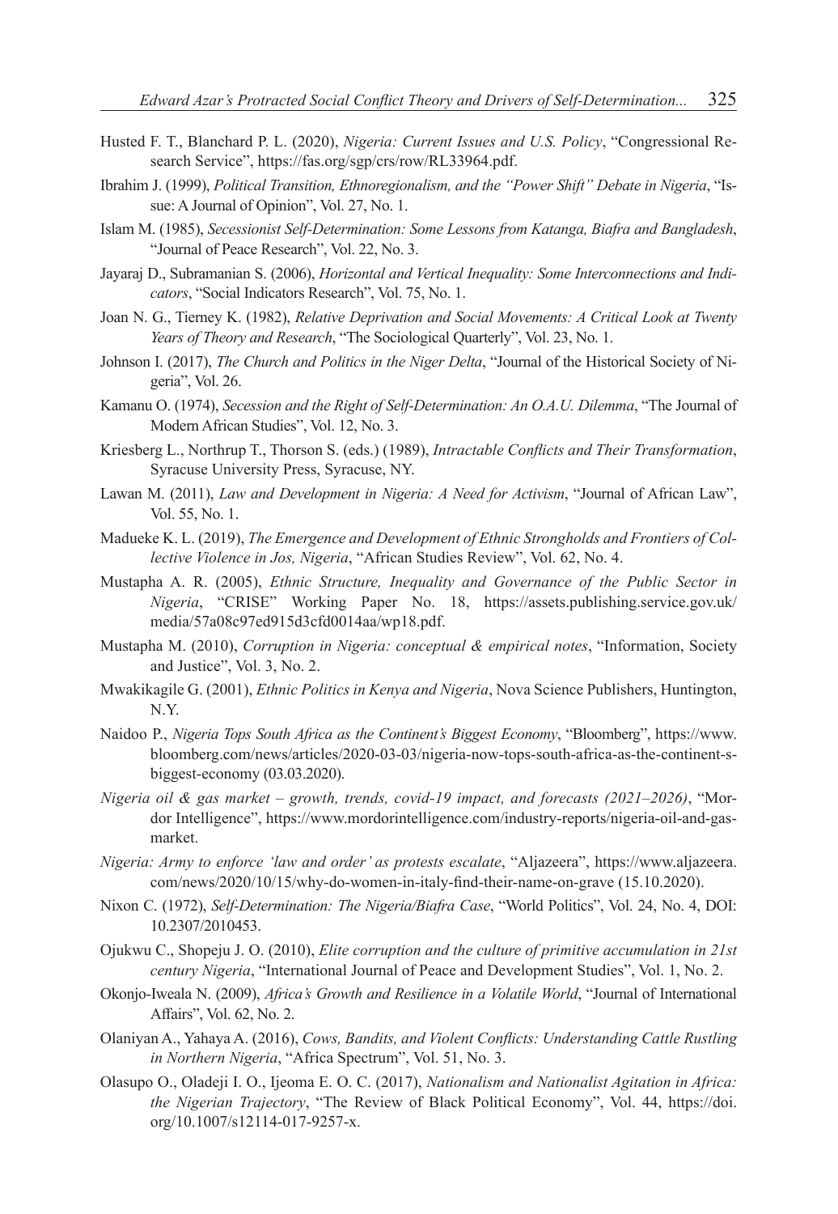Husted F. T., Blanchard P. L. (2020), *Nigeria: Current Issues and U.S. Policy*, "Congressional Research Service", https://fas.org/sgp/crs/row/RL33964.pdf.

Ibrahim J. (1999), *Political Transition, Ethnoregionalism, and the "Power Shift" Debate in Nigeria*, "Issue: A Journal of Opinion", Vol. 27, No. 1.

Islam M. (1985), *Secessionist Self-Determination: Some Lessons from Katanga, Biafra and Bangladesh*, "Journal of Peace Research", Vol. 22, No. 3.

Jayaraj D., Subramanian S. (2006), *Horizontal and Vertical Inequality: Some Interconnections and Indicators*, "Social Indicators Research", Vol. 75, No. 1.

Joan N. G., Tierney K. (1982), *Relative Deprivation and Social Movements: A Critical Look at Twenty Years of Theory and Research*, "The Sociological Quarterly", Vol. 23, No. 1.

Johnson I. (2017), *The Church and Politics in the Niger Delta*, "Journal of the Historical Society of Nigeria", Vol. 26.

Kamanu O. (1974), *Secession and the Right of Self-Determination: An O.A.U. Dilemma*, "The Journal of Modern African Studies", Vol. 12, No. 3.

Kriesberg L., Northrup T., Thorson S. (eds.) (1989), *Intractable Conflicts and Their Transformation*, Syracuse University Press, Syracuse, NY.

Lawan M. (2011), *Law and Development in Nigeria: A Need for Activism*, "Journal of African Law", Vol. 55, No. 1.

Madueke K. L. (2019), *The Emergence and Development of Ethnic Strongholds and Frontiers of Collective Violence in Jos, Nigeria*, "African Studies Review", Vol. 62, No. 4.

Mustapha A. R. (2005), *Ethnic Structure, Inequality and Governance of the Public Sector in Nigeria*, "CRISE" Working Paper No. 18, https://assets.publishing.service.gov.uk/media/57a08c97ed915d3cfd0014aa/wp18.pdf.

Mustapha M. (2010), *Corruption in Nigeria: conceptual & empirical notes*, "Information, Society and Justice", Vol. 3, No. 2.

Mwakikagile G. (2001), *Ethnic Politics in Kenya and Nigeria*, Nova Science Publishers, Huntington, N.Y.

Naidoo P., *Nigeria Tops South Africa as the Continent's Biggest Economy*, "Bloomberg", https://www.bloomberg.com/news/articles/2020-03-03/nigeria-now-tops-south-africa-as-the-continent-s-biggest-economy (03.03.2020).

*Nigeria oil & gas market – growth, trends, covid-19 impact, and forecasts (2021–2026)*, "Mordor Intelligence", https://www.mordorintelligence.com/industry-reports/nigeria-oil-and-gas-market.

*Nigeria: Army to enforce 'law and order' as protests escalate*, "Aljazeera", https://www.aljazeera.com/news/2020/10/15/why-do-women-in-italy-find-their-name-on-grave (15.10.2020).

Nixon C. (1972), *Self-Determination: The Nigeria/Biafra Case*, "World Politics", Vol. 24, No. 4, DOI: 10.2307/2010453.

Ojukwu C., Shopeju J. O. (2010), *Elite corruption and the culture of primitive accumulation in 21st century Nigeria*, "International Journal of Peace and Development Studies", Vol. 1, No. 2.

Okonjo-Iweala N. (2009), *Africa's Growth and Resilience in a Volatile World*, "Journal of International Affairs", Vol. 62, No. 2.

Olaniyan A., Yahaya A. (2016), *Cows, Bandits, and Violent Conflicts: Understanding Cattle Rustling in Northern Nigeria*, "Africa Spectrum", Vol. 51, No. 3.

Olasupo O., Oladeji I. O., Ijeoma E. O. C. (2017), *Nationalism and Nationalist Agitation in Africa: the Nigerian Trajectory*, "The Review of Black Political Economy", Vol. 44, https://doi.org/10.1007/s12114-017-9257-x.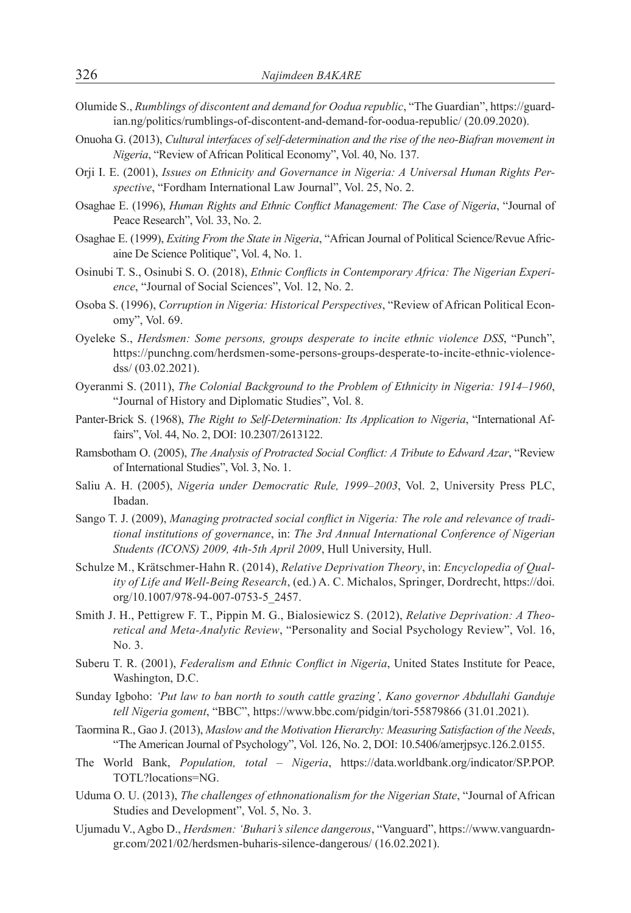Olumide S., *Rumblings of discontent and demand for Oodua republic*, "The Guardian", https://guardian.ng/politics/rumblings-of-discontent-and-demand-for-oodua-republic/ (20.09.2020).

Onuoha G. (2013), *Cultural interfaces of self-determination and the rise of the neo-Biafran movement in Nigeria*, "Review of African Political Economy", Vol. 40, No. 137.

Orji I. E. (2001), *Issues on Ethnicity and Governance in Nigeria: A Universal Human Rights Perspective*, "Fordham International Law Journal", Vol. 25, No. 2.

Osaghae E. (1996), *Human Rights and Ethnic Conflict Management: The Case of Nigeria*, "Journal of Peace Research", Vol. 33, No. 2.

Osaghae E. (1999), *Exiting From the State in Nigeria*, "African Journal of Political Science/Revue Africaine De Science Politique", Vol. 4, No. 1.

Osinubi T. S., Osinubi S. O. (2018), *Ethnic Conflicts in Contemporary Africa: The Nigerian Experience*, "Journal of Social Sciences", Vol. 12, No. 2.

Osoba S. (1996), *Corruption in Nigeria: Historical Perspectives*, "Review of African Political Economy", Vol. 69.

Oyeleke S., *Herdsmen: Some persons, groups desperate to incite ethnic violence DSS*, "Punch", https://punchng.com/herdsmen-some-persons-groups-desperate-to-incite-ethnic-violence-dss/ (03.02.2021).

Oyeranmi S. (2011), *The Colonial Background to the Problem of Ethnicity in Nigeria: 1914–1960*, "Journal of History and Diplomatic Studies", Vol. 8.

Panter-Brick S. (1968), *The Right to Self-Determination: Its Application to Nigeria*, "International Affairs", Vol. 44, No. 2, DOI: 10.2307/2613122.

Ramsbotham O. (2005), *The Analysis of Protracted Social Conflict: A Tribute to Edward Azar*, "Review of International Studies", Vol. 3, No. 1.

Saliu A. H. (2005), *Nigeria under Democratic Rule, 1999–2003*, Vol. 2, University Press PLC, Ibadan.

Sango T. J. (2009), *Managing protracted social conflict in Nigeria: The role and relevance of traditional institutions of governance*, in: *The 3rd Annual International Conference of Nigerian Students (ICONS) 2009, 4th-5th April 2009*, Hull University, Hull.

Schulze M., Krätschmer-Hahn R. (2014), *Relative Deprivation Theory*, in: *Encyclopedia of Quality of Life and Well-Being Research*, (ed.) A. C. Michalos, Springer, Dordrecht, https://doi.org/10.1007/978-94-007-0753-5_2457.

Smith J. H., Pettigrew F. T., Pippin M. G., Bialosiewicz S. (2012), *Relative Deprivation: A Theoretical and Meta-Analytic Review*, "Personality and Social Psychology Review", Vol. 16, No. 3.

Suberu T. R. (2001), *Federalism and Ethnic Conflict in Nigeria*, United States Institute for Peace, Washington, D.C.

Sunday Igboho: *'Put law to ban north to south cattle grazing', Kano governor Abdullahi Ganduje tell Nigeria goment*, "BBC", https://www.bbc.com/pidgin/tori-55879866 (31.01.2021).

Taormina R., Gao J. (2013), *Maslow and the Motivation Hierarchy: Measuring Satisfaction of the Needs*, "The American Journal of Psychology", Vol. 126, No. 2, DOI: 10.5406/amerjpsyc.126.2.0155.

The World Bank, *Population, total – Nigeria*, https://data.worldbank.org/indicator/SP.POP.TOTL?locations=NG.

Uduma O. U. (2013), *The challenges of ethnonationalism for the Nigerian State*, "Journal of African Studies and Development", Vol. 5, No. 3.

Ujumadu V., Agbo D., *Herdsmen: 'Buhari's silence dangerous*, "Vanguard", https://www.vanguardngr.com/2021/02/herdsmen-buharis-silence-dangerous/ (16.02.2021).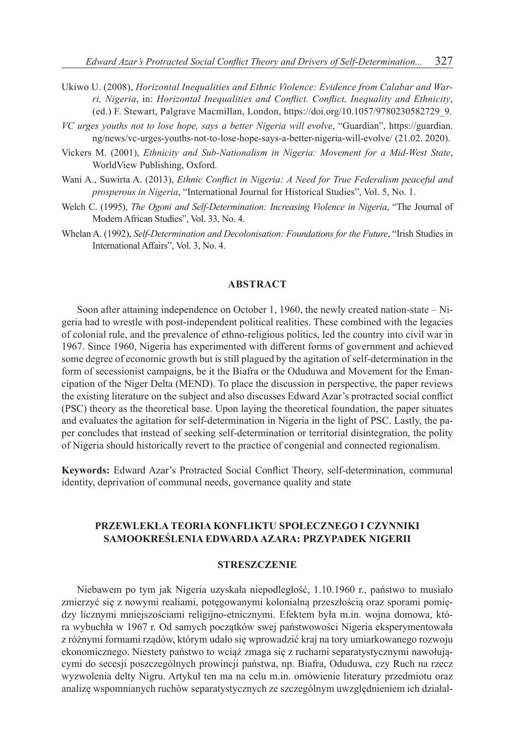Ukiwo U. (2008), *Horizontal Inequalities and Ethnic Violence: Evidence from Calabar and Warri, Nigeria*, in: *Horizontal Inequalities and Conflict. Conflict, Inequality and Ethnicity*, (ed.) F. Stewart, Palgrave Macmillan, London, https://doi.org/10.1057/9780230582729_9.

*VC urges youths not to lose hope, says a better Nigeria will evolve*, "Guardian", https://guardian.ng/news/vc-urges-youths-not-to-lose-hope-says-a-better-nigeria-will-evolve/ (21.02. 2020).

Vickers M. (2001), *Ethnicity and Sub-Nationalism in Nigeria: Movement for a Mid-West State*, WorldView Publishing, Oxford.

Wani A., Suwirta A. (2013), *Ethnic Conflict in Nigeria: A Need for True Federalism peaceful and prosperous in Nigeria*, "International Journal for Historical Studies", Vol. 5, No. 1.

Welch C. (1995), *The Ogoni and Self-Determination: Increasing Violence in Nigeria*, "The Journal of Modern African Studies", Vol. 33, No. 4.

Whelan A. (1992), *Self-Determination and Decolonisation: Foundations for the Future*, "Irish Studies in International Affairs", Vol. 3, No. 4.

## ABSTRACT

Soon after attaining independence on October 1, 1960, the newly created nation-state – Nigeria had to wrestle with post-independent political realities. These combined with the legacies of colonial rule, and the prevalence of ethno-religious politics, led the country into civil war in 1967. Since 1960, Nigeria has experimented with different forms of government and achieved some degree of economic growth but is still plagued by the agitation of self-determination in the form of secessionist campaigns, be it the Biafra or the Oduduwa and Movement for the Emancipation of the Niger Delta (MEND). To place the discussion in perspective, the paper reviews the existing literature on the subject and also discusses Edward Azar's protracted social conflict (PSC) theory as the theoretical base. Upon laying the theoretical foundation, the paper situates and evaluates the agitation for self-determination in Nigeria in the light of PSC. Lastly, the paper concludes that instead of seeking self-determination or territorial disintegration, the polity of Nigeria should historically revert to the practice of congenial and connected regionalism.

**Keywords:** Edward Azar's Protracted Social Conflict Theory, self-determination, communal identity, deprivation of communal needs, governance quality and state

## PRZEWLEKŁA TEORIA KONFLIKTU SPOŁECZNEGO I CZYNNIKI SAMOOKREŚLENIA EDWARDA AZARA: PRZYPADEK NIGERII

## STRESZCZENIE

Niebawem po tym jak Nigeria uzyskała niepodległość, 1.10.1960 r., państwo to musiało zmierzyć się z nowymi realiami, potęgowanymi kolonialną przeszłością oraz sporami pomiędzy licznymi mniejszościami religijno-etnicznymi. Efektem była m.in. wojna domowa, która wybuchła w 1967 r. Od samych początków swej państwowości Nigeria eksperymentowała z różnymi formami rządów, którym udało się wprowadzić kraj na tory umiarkowanego rozwoju ekonomicznego. Niestety państwo to wciąż zmaga się z ruchami separatystycznymi nawołującymi do secesji poszczególnych prowincji państwa, np. Biafra, Oduduwa, czy Ruch na rzecz wyzwolenia delty Nigru. Artykuł ten ma na celu m.in. omówienie literatury przedmiotu oraz analizę wspomnianych ruchów separatystycznych ze szczególnym uwzględnieniem ich działal-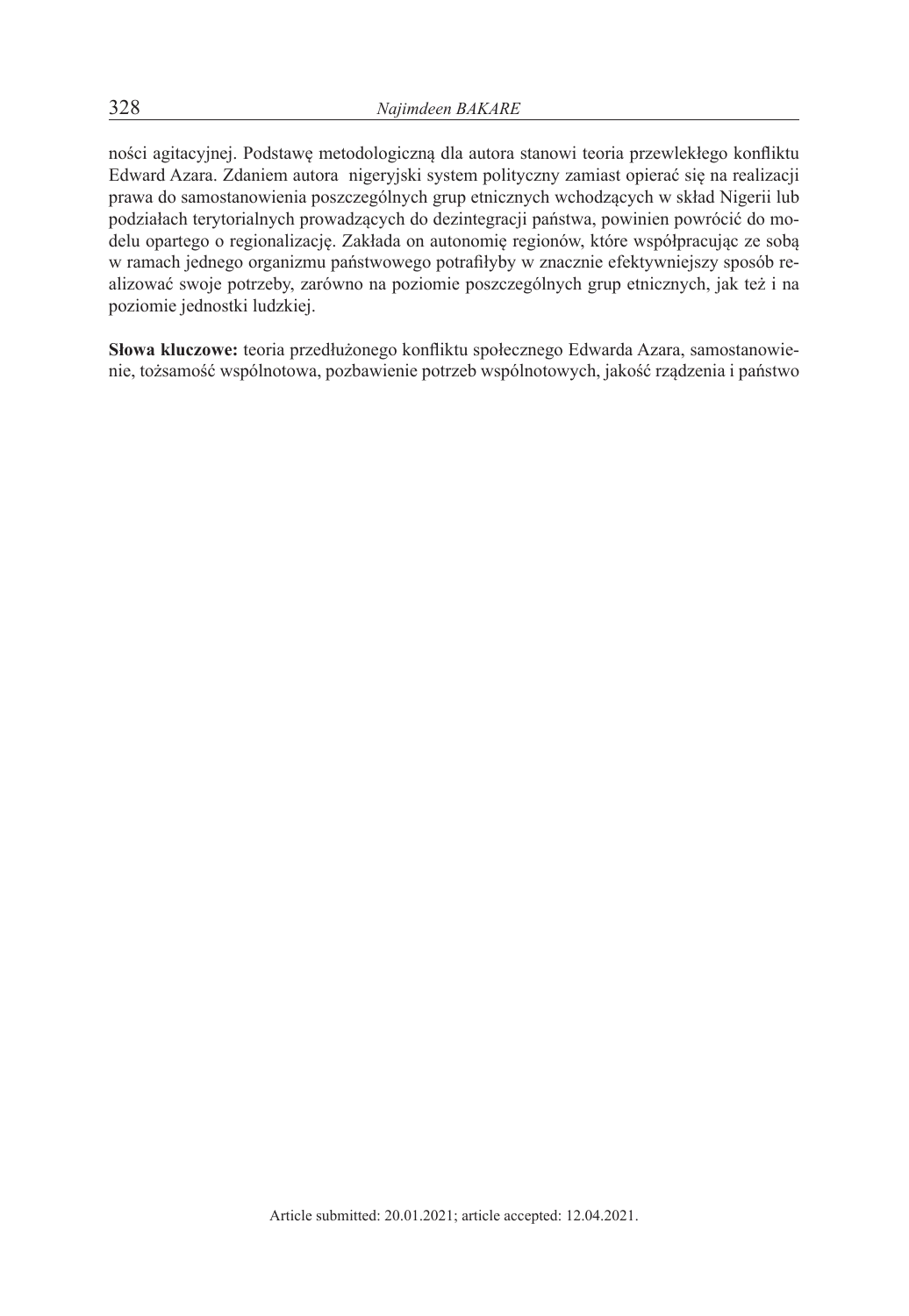ności agitacyjnej. Podstawę metodologiczną dla autora stanowi teoria przewlekłego konfliktu Edward Azara. Zdaniem autora nigeryjski system polityczny zamiast opierać się na realizacji prawa do samostanowienia poszczególnych grup etnicznych wchodzących w skład Nigerii lub podziałach terytorialnych prowadzących do dezintegracji państwa, powinien powrócić do modelu opartego o regionalizację. Zakłada on autonomię regionów, które współpracując ze sobą w ramach jednego organizmu państwowego potrafiłyby w znacznie efektywniejszy sposób realizować swoje potrzeby, zarówno na poziomie poszczególnych grup etnicznych, jak też i na poziomie jednostki ludzkiej.

**Słowa kluczowe:** teoria przedłużonego konfliktu społecznego Edwarda Azara, samostanowienie, tożsamość wspólnotowa, pozbawienie potrzeb wspólnotowych, jakość rządzenia i państwo

Article submitted: 20.01.2021; article accepted: 12.04.2021.